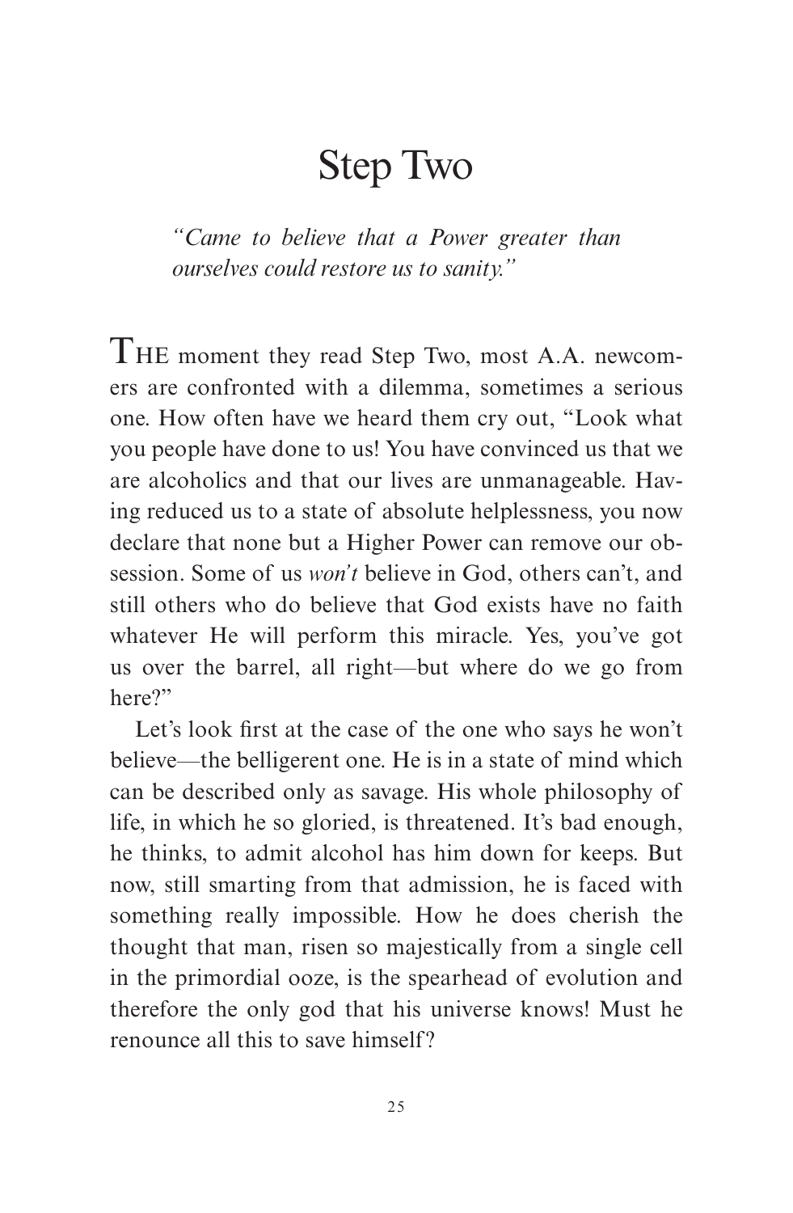# Step Two

*"Came to believe that a Power greater than ourselves could restore us to sanity."*

THE moment they read Step Two, most A.A. newcomers are confronted with a dilemma, sometimes a serious one. How often have we heard them cry out, "Look what you people have done to us! You have convinced us that we are alcoholics and that our lives are unmanageable. Having reduced us to a state of absolute helplessness, you now declare that none but a Higher Power can remove our obsession. Some of us *won't* believe in God, others can't, and still others who do believe that God exists have no faith whatever He will perform this miracle. Yes, you've got us over the barrel, all right—but where do we go from here?"

Let's look first at the case of the one who says he won't believe—the belligerent one. He is in a state of mind which can be described only as savage. His whole philosophy of life, in which he so gloried, is threatened. It's bad enough, he thinks, to admit alcohol has him down for keeps. But now, still smarting from that admission, he is faced with something really impossible. How he does cherish the thought that man, risen so majestically from a single cell in the primordial ooze, is the spearhead of evolution and therefore the only god that his universe knows! Must he renounce all this to save himself?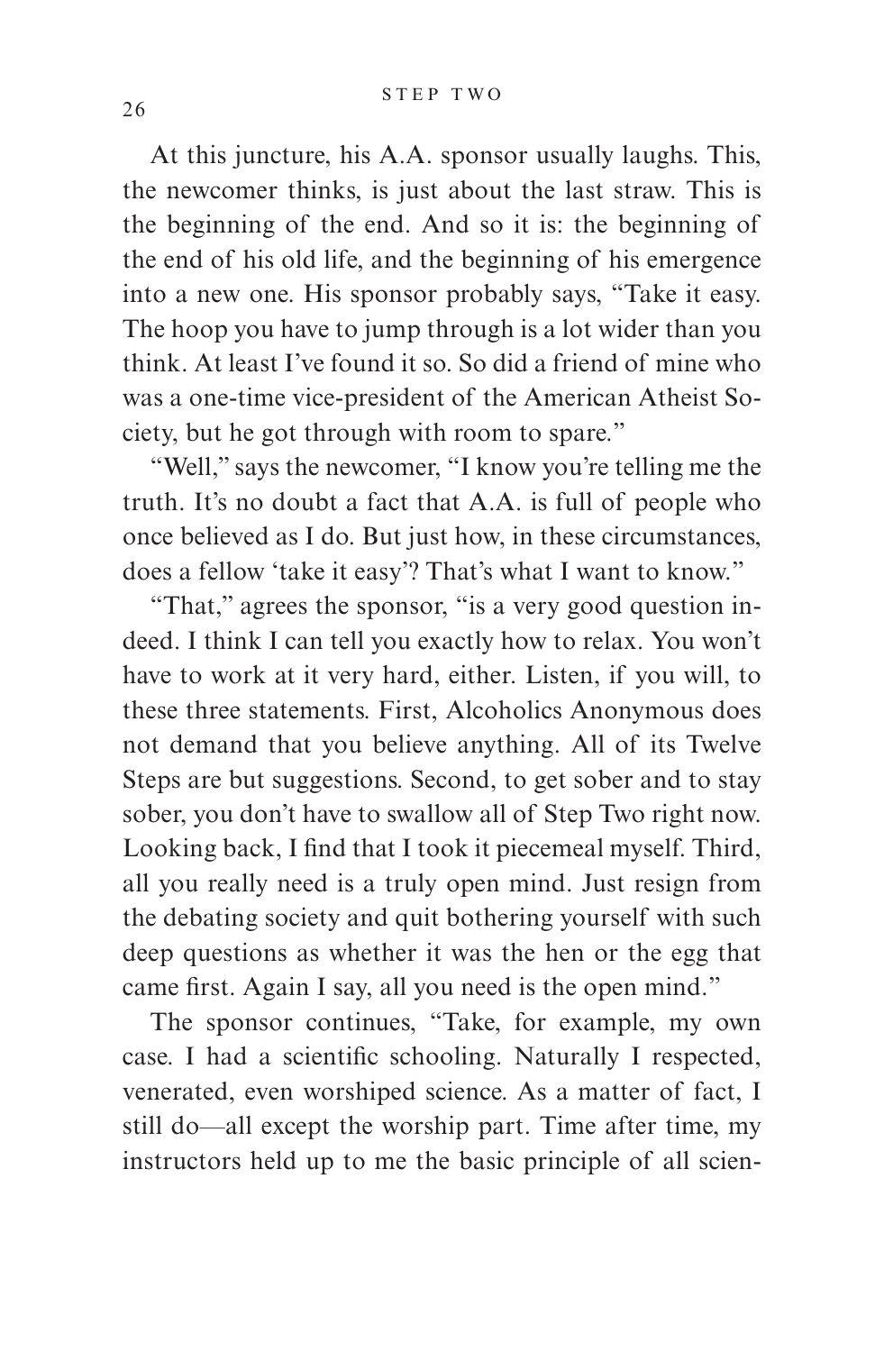At this juncture, his A.A. sponsor usually laughs. This, the newcomer thinks, is just about the last straw. This is the beginning of the end. And so it is: the beginning of the end of his old life, and the beginning of his emergence into a new one. His sponsor probably says, "Take it easy. The hoop you have to jump through is a lot wider than you think. At least I've found it so. So did a friend of mine who was a one-time vice-president of the American Atheist Society, but he got through with room to spare."

"Well," says the newcomer, "I know you're telling me the truth. It's no doubt a fact that A.A. is full of people who once believed as I do. But just how, in these circumstances, does a fellow 'take it easy'? That's what I want to know."

"That," agrees the sponsor, "is a very good question indeed. I think I can tell you exactly how to relax. You won't have to work at it very hard, either. Listen, if you will, to these three statements. First, Alcoholics Anonymous does not demand that you believe anything. All of its Twelve Steps are but suggestions. Second, to get sober and to stay sober, you don't have to swallow all of Step Two right now. Looking back, I find that I took it piecemeal myself. Third, all you really need is a truly open mind. Just resign from the debating society and quit bothering yourself with such deep questions as whether it was the hen or the egg that came first. Again I say, all you need is the open mind."

The sponsor continues, "Take, for example, my own case. I had a scientific schooling. Naturally I respected, venerated, even worshiped science. As a matter of fact, I still do—all except the worship part. Time after time, my instructors held up to me the basic principle of all scien-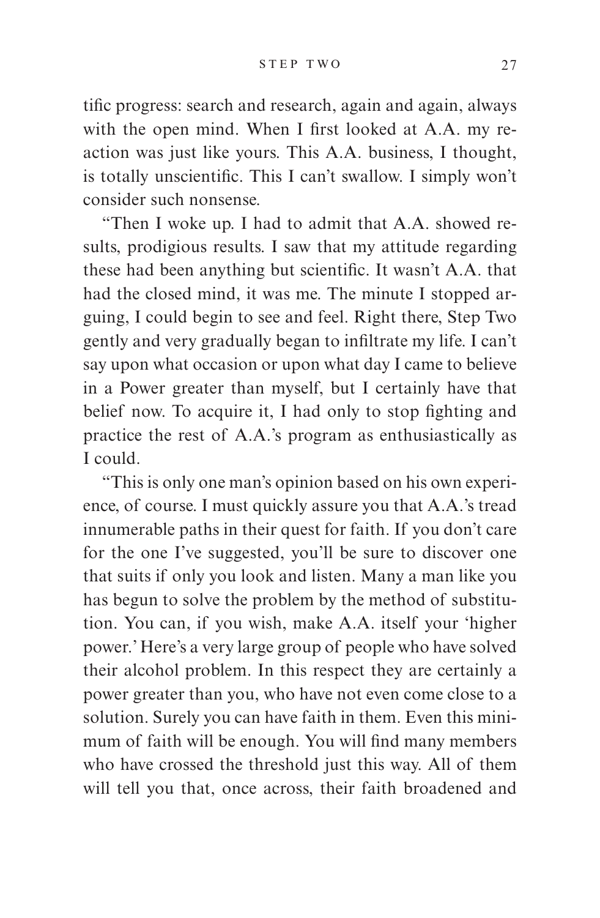tific progress: search and research, again and again, always with the open mind. When I first looked at A.A. my reaction was just like yours. This A.A. business, I thought, is totally unscientific. This I can't swallow. I simply won't consider such nonsense.

"Then I woke up. I had to admit that A.A. showed results, prodigious results. I saw that my attitude regarding these had been anything but scientific. It wasn't A.A. that had the closed mind, it was me. The minute I stopped arguing, I could begin to see and feel. Right there, Step Two gently and very gradually began to infiltrate my life. I can't say upon what occasion or upon what day I came to believe in a Power greater than myself, but I certainly have that belief now. To acquire it, I had only to stop fighting and practice the rest of A.A.'s program as enthusiastically as I could.

"This is only one man's opinion based on his own experience, of course. I must quickly assure you that A.A.'s tread innumerable paths in their quest for faith. If you don't care for the one I've suggested, you'll be sure to discover one that suits if only you look and listen. Many a man like you has begun to solve the problem by the method of substitution. You can, if you wish, make A.A. itself your 'higher power.' Here's a very large group of people who have solved their alcohol problem. In this respect they are certainly a power greater than you, who have not even come close to a solution. Surely you can have faith in them. Even this minimum of faith will be enough. You will find many members who have crossed the threshold just this way. All of them will tell you that, once across, their faith broadened and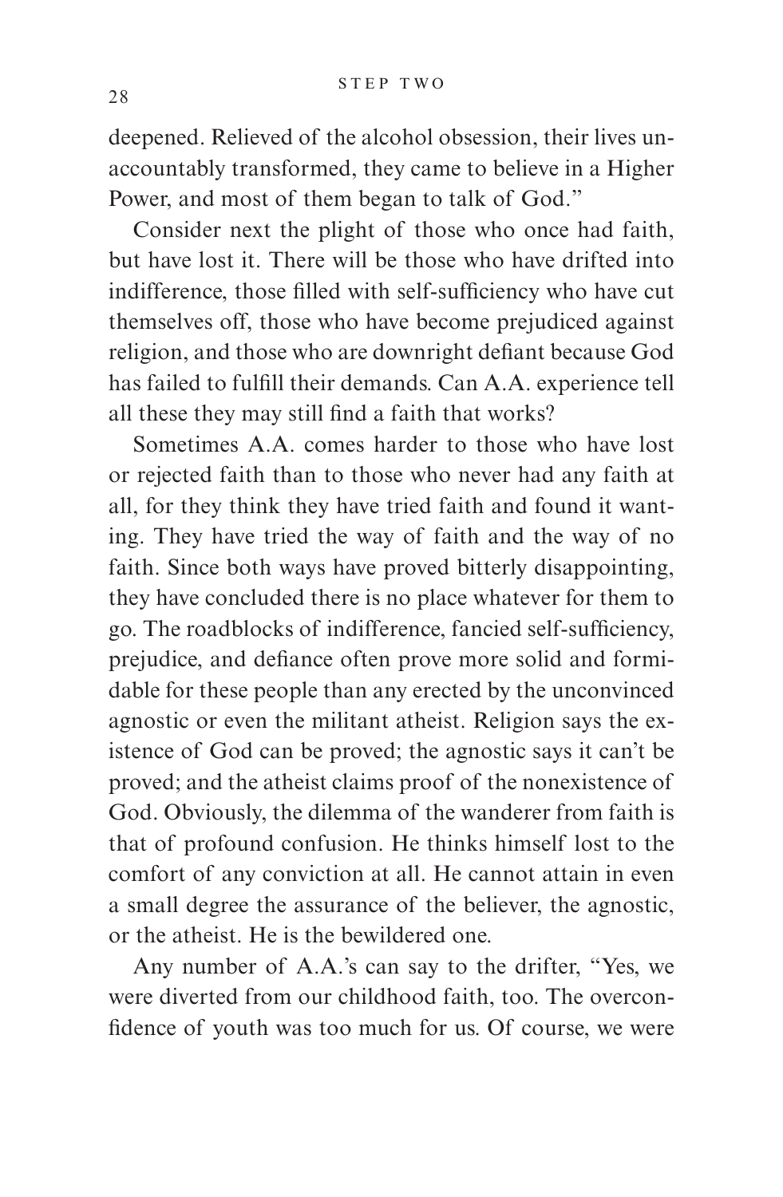deepened. Relieved of the alcohol obsession, their lives unaccountably transformed, they came to believe in a Higher Power, and most of them began to talk of God."

Consider next the plight of those who once had faith, but have lost it. There will be those who have drifted into indifference, those filled with self-sufficiency who have cut themselves off, those who have become prejudiced against religion, and those who are downright defiant because God has failed to fulfill their demands. Can A.A. experience tell all these they may still find a faith that works?

Sometimes A.A. comes harder to those who have lost or rejected faith than to those who never had any faith at all, for they think they have tried faith and found it wanting. They have tried the way of faith and the way of no faith. Since both ways have proved bitterly disappointing, they have concluded there is no place whatever for them to go. The roadblocks of indifference, fancied self-sufficiency, prejudice, and defiance often prove more solid and formidable for these people than any erected by the unconvinced agnostic or even the militant atheist. Religion says the existence of God can be proved; the agnostic says it can't be proved; and the atheist claims proof of the nonexistence of God. Obviously, the dilemma of the wanderer from faith is that of profound confusion. He thinks himself lost to the comfort of any conviction at all. He cannot attain in even a small degree the assurance of the believer, the agnostic, or the atheist. He is the bewildered one.

Any number of A.A.'s can say to the drifter, "Yes, we were diverted from our childhood faith, too. The overconfidence of youth was too much for us. Of course, we were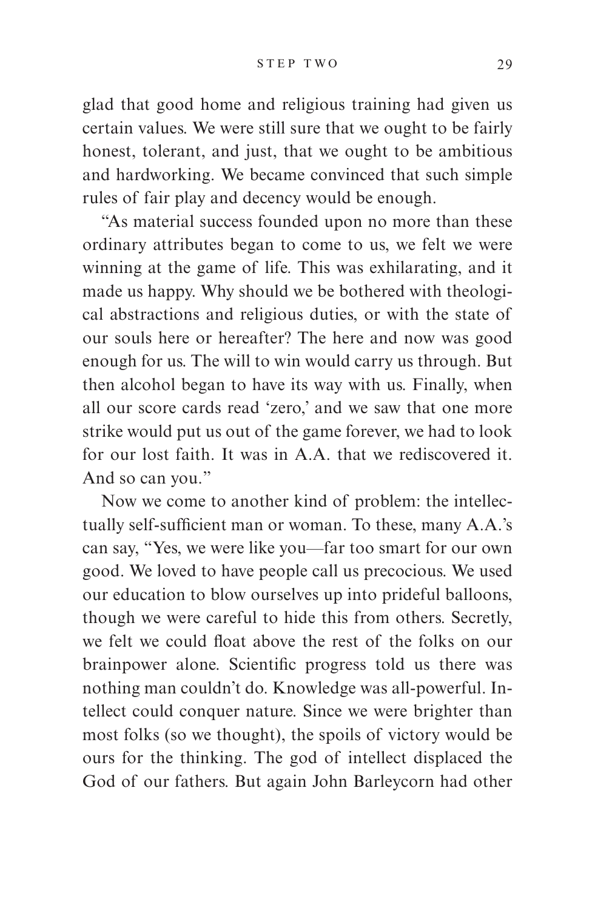glad that good home and religious training had given us certain values. We were still sure that we ought to be fairly honest, tolerant, and just, that we ought to be ambitious and hardworking. We became convinced that such simple rules of fair play and decency would be enough.

"As material success founded upon no more than these ordinary attributes began to come to us, we felt we were winning at the game of life. This was exhilarating, and it made us happy. Why should we be bothered with theological abstractions and religious duties, or with the state of our souls here or hereafter? The here and now was good enough for us. The will to win would carry us through. But then alcohol began to have its way with us. Finally, when all our score cards read 'zero,' and we saw that one more strike would put us out of the game forever, we had to look for our lost faith. It was in A.A. that we rediscovered it. And so can you."

Now we come to another kind of problem: the intellectually self-sufficient man or woman. To these, many A.A.'s can say, "Yes, we were like you—far too smart for our own good. We loved to have people call us precocious. We used our education to blow ourselves up into prideful balloons, though we were careful to hide this from others. Secretly, we felt we could float above the rest of the folks on our brainpower alone. Scientific progress told us there was nothing man couldn't do. Knowledge was all-powerful. Intellect could conquer nature. Since we were brighter than most folks (so we thought), the spoils of victory would be ours for the thinking. The god of intellect displaced the God of our fathers. But again John Barleycorn had other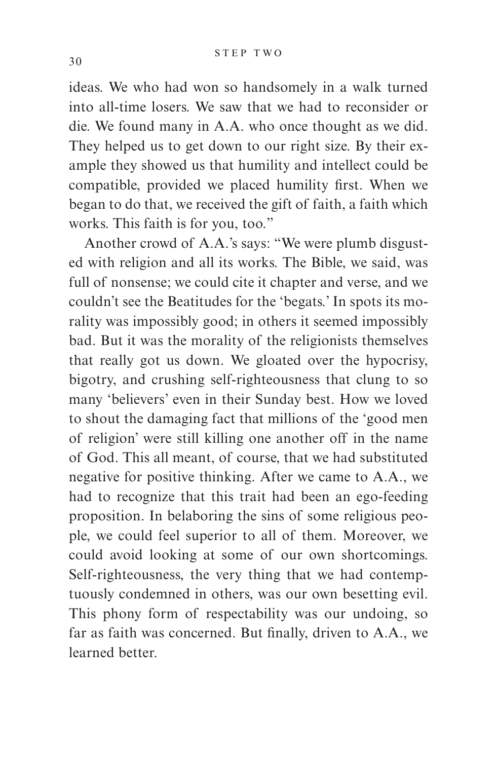ideas. We who had won so handsomely in a walk turned into all-time losers. We saw that we had to reconsider or die. We found many in A.A. who once thought as we did. They helped us to get down to our right size. By their example they showed us that humility and intellect could be compatible, provided we placed humility first. When we began to do that, we received the gift of faith, a faith which works. This faith is for you, too."

Another crowd of A.A.'s says: "We were plumb disgusted with religion and all its works. The Bible, we said, was full of nonsense; we could cite it chapter and verse, and we couldn't see the Beatitudes for the 'begats.' In spots its morality was impossibly good; in others it seemed impossibly bad. But it was the morality of the religionists themselves that really got us down. We gloated over the hypocrisy, bigotry, and crushing self-righteousness that clung to so many 'believers' even in their Sunday best. How we loved to shout the damaging fact that millions of the 'good men of religion' were still killing one another off in the name of God. This all meant, of course, that we had substituted negative for positive thinking. After we came to A.A., we had to recognize that this trait had been an ego-feeding proposition. In belaboring the sins of some religious people, we could feel superior to all of them. Moreover, we could avoid looking at some of our own shortcomings. Self-righteousness, the very thing that we had contemptuously condemned in others, was our own besetting evil. This phony form of respectability was our undoing, so far as faith was concerned. But finally, driven to A.A., we learned better.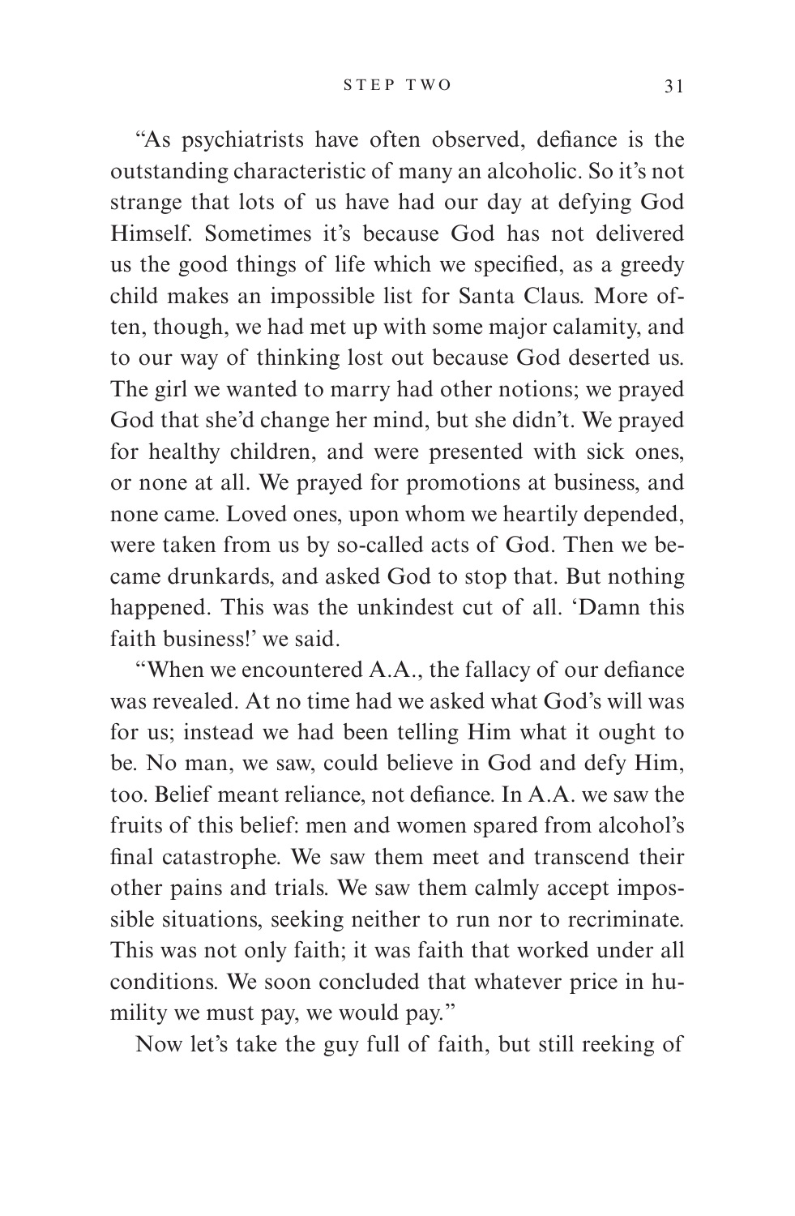"As psychiatrists have often observed, defiance is the outstanding characteristic of many an alcoholic. So it's not strange that lots of us have had our day at defying God Himself. Sometimes it's because God has not delivered us the good things of life which we specified, as a greedy child makes an impossible list for Santa Claus. More often, though, we had met up with some major calamity, and to our way of thinking lost out because God deserted us. The girl we wanted to marry had other notions; we prayed God that she'd change her mind, but she didn't. We prayed for healthy children, and were presented with sick ones, or none at all. We prayed for promotions at business, and none came. Loved ones, upon whom we heartily depended, were taken from us by so-called acts of God. Then we became drunkards, and asked God to stop that. But nothing happened. This was the unkindest cut of all. 'Damn this faith business!' we said.

"When we encountered A.A., the fallacy of our defiance was revealed. At no time had we asked what God's will was for us; instead we had been telling Him what it ought to be. No man, we saw, could believe in God and defy Him, too. Belief meant reliance, not defiance. In A.A. we saw the fruits of this belief: men and women spared from alcohol's final catastrophe. We saw them meet and transcend their other pains and trials. We saw them calmly accept impossible situations, seeking neither to run nor to recriminate. This was not only faith; it was faith that worked under all conditions. We soon concluded that whatever price in humility we must pay, we would pay."

Now let's take the guy full of faith, but still reeking of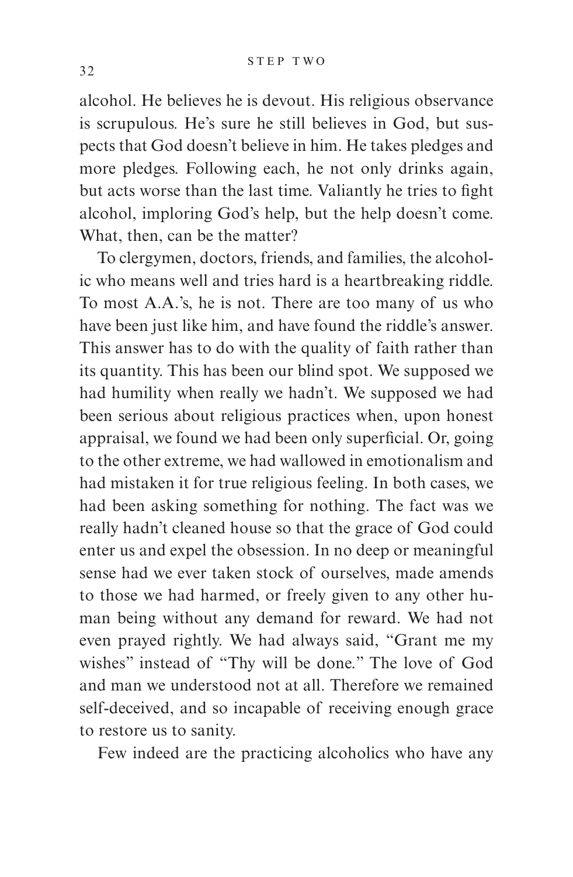alcohol. He believes he is devout. His religious observance is scrupulous. He's sure he still believes in God, but suspects that God doesn't believe in him. He takes pledges and more pledges. Following each, he not only drinks again, but acts worse than the last time. Valiantly he tries to fight alcohol, imploring God's help, but the help doesn't come. What, then, can be the matter?

To clergymen, doctors, friends, and families, the alcoholic who means well and tries hard is a heartbreaking riddle. To most A.A.'s, he is not. There are too many of us who have been just like him, and have found the riddle's answer. This answer has to do with the quality of faith rather than its quantity. This has been our blind spot. We supposed we had humility when really we hadn't. We supposed we had been serious about religious practices when, upon honest appraisal, we found we had been only superficial. Or, going to the other extreme, we had wallowed in emotionalism and had mistaken it for true religious feeling. In both cases, we had been asking something for nothing. The fact was we really hadn't cleaned house so that the grace of God could enter us and expel the obsession. In no deep or meaningful sense had we ever taken stock of ourselves, made amends to those we had harmed, or freely given to any other human being without any demand for reward. We had not even prayed rightly. We had always said, "Grant me my wishes" instead of "Thy will be done." The love of God and man we understood not at all. Therefore we remained self-deceived, and so incapable of receiving enough grace to restore us to sanity.

Few indeed are the practicing alcoholics who have any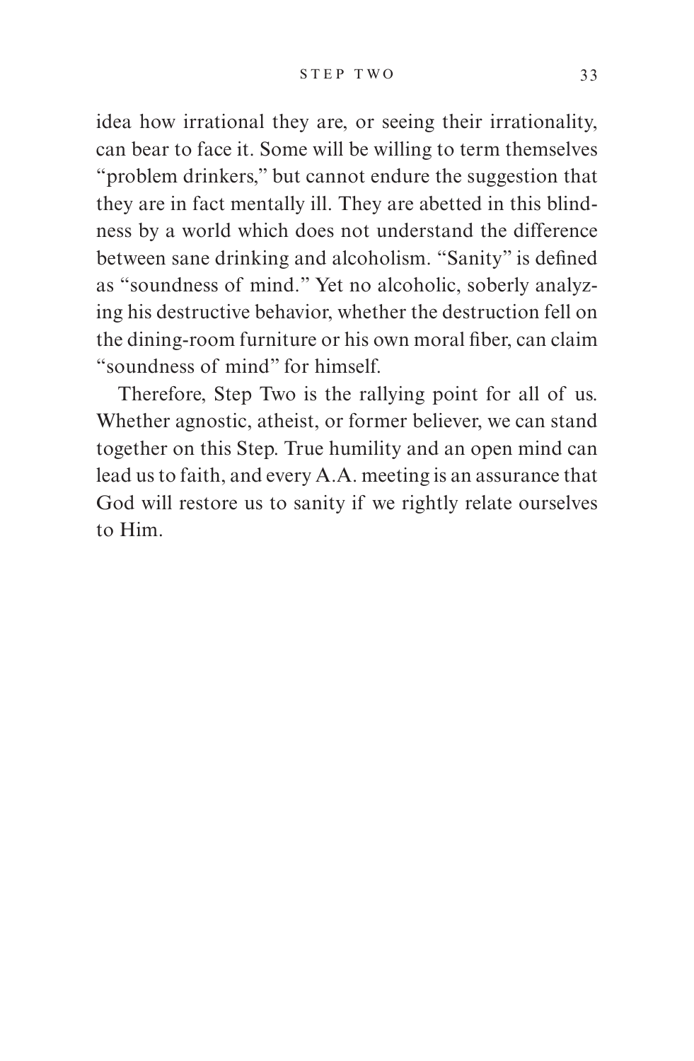idea how irrational they are, or seeing their irrationality, can bear to face it. Some will be willing to term themselves "problem drinkers," but cannot endure the suggestion that they are in fact mentally ill. They are abetted in this blindness by a world which does not understand the difference between sane drinking and alcoholism. "Sanity" is defined as "soundness of mind." Yet no alcoholic, soberly analyzing his destructive behavior, whether the destruction fell on the dining-room furniture or his own moral fiber, can claim "soundness of mind" for himself.

Therefore, Step Two is the rallying point for all of us. Whether agnostic, atheist, or former believer, we can stand together on this Step. True humility and an open mind can lead us to faith, and every A.A. meeting is an assurance that God will restore us to sanity if we rightly relate ourselves to Him.